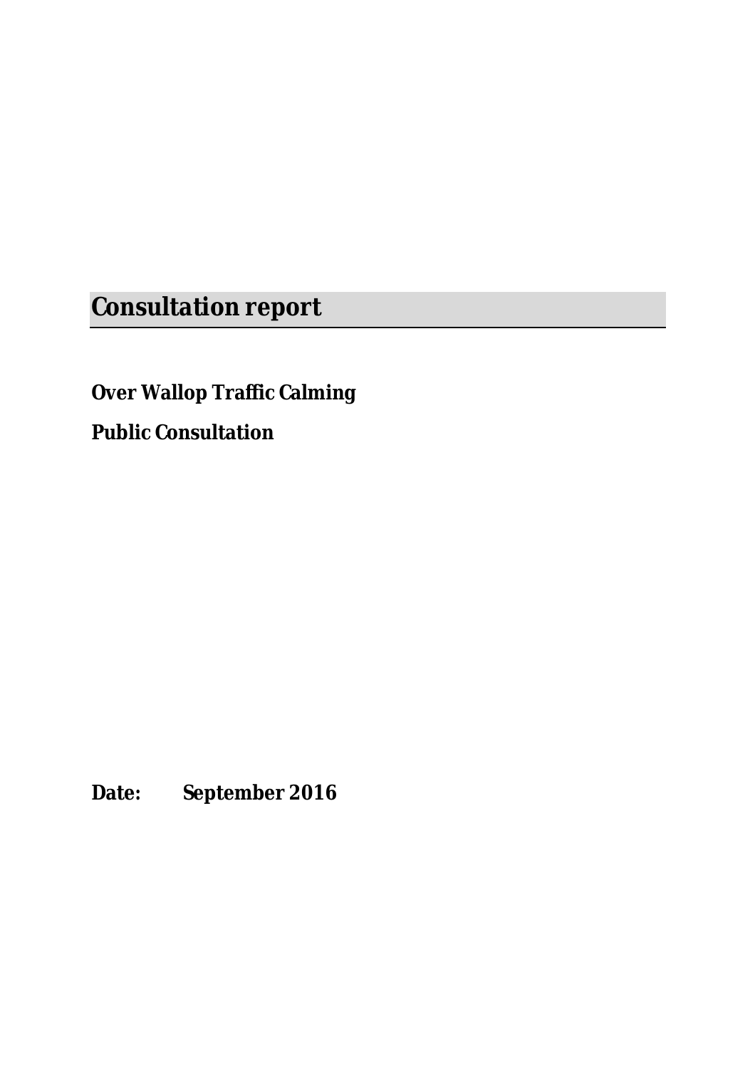# Consultation report

**Over Wallop Traffic Calming**

**Public Consultation**

**Date: September 2016**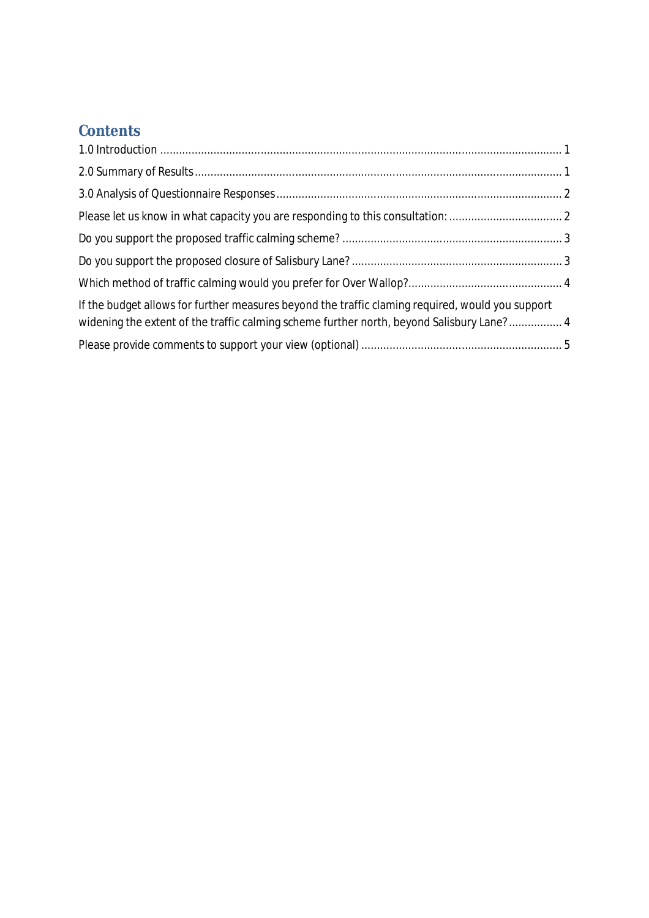## Contents

1.0 Introduction ........................................................................................................................ 1

2.0 Summary of Results ............................................................................................................ 1

3.0 Analysis of Questionnaire Responses .................................................................................. 2

Please let us know in what capacity you are responding to this consultation: ................................... 2

Do you support the proposed traffic calming scheme? ..................................................................... 3

Do you support the proposed closure of Salisbury Lane? .................................................................. 3

Which method of traffic calming would you prefer for Over Wallop? ................................................ 4

If the budget allows for further measures beyond the traffic claming required, would you support widening the extent of the traffic calming scheme further north, beyond Salisbury Lane? ................ 4

Please provide comments to support your view (optional) ............................................................... 5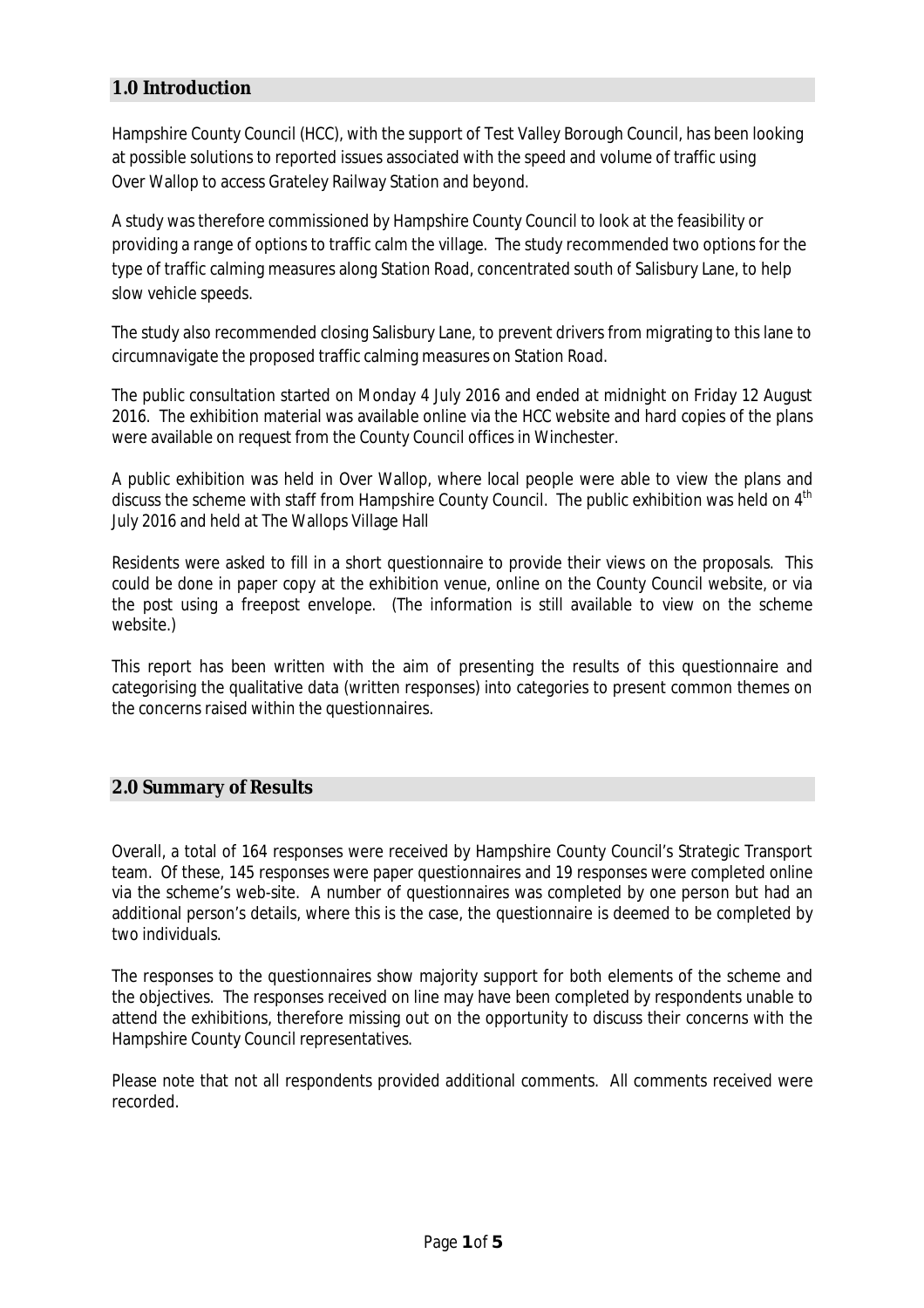## 1.0 Introduction

Hampshire County Council (HCC), with the support of Test Valley Borough Council, has been looking at possible solutions to reported issues associated with the speed and volume of traffic using Over Wallop to access Grateley Railway Station and beyond.

A study was therefore commissioned by Hampshire County Council to look at the feasibility or providing a range of options to traffic calm the village. The study recommended two options for the type of traffic calming measures along Station Road, concentrated south of Salisbury Lane, to help slow vehicle speeds.

The study also recommended closing Salisbury Lane, to prevent drivers from migrating to this lane to circumnavigate the proposed traffic calming measures on Station Road.

The public consultation started on Monday 4 July 2016 and ended at midnight on Friday 12 August 2016. The exhibition material was available online via the HCC website and hard copies of the plans were available on request from the County Council offices in Winchester.

A public exhibition was held in Over Wallop, where local people were able to view the plans and discuss the scheme with staff from Hampshire County Council. The public exhibition was held on 4th July 2016 and held at The Wallops Village Hall

Residents were asked to fill in a short questionnaire to provide their views on the proposals. This could be done in paper copy at the exhibition venue, online on the County Council website, or via the post using a freepost envelope. (The information is still available to view on the scheme website.)

This report has been written with the aim of presenting the results of this questionnaire and categorising the qualitative data (written responses) into categories to present common themes on the concerns raised within the questionnaires.

## 2.0 Summary of Results

Overall, a total of 164 responses were received by Hampshire County Council's Strategic Transport team. Of these, 145 responses were paper questionnaires and 19 responses were completed online via the scheme's web-site. A number of questionnaires was completed by one person but had an additional person's details, where this is the case, the questionnaire is deemed to be completed by two individuals.

The responses to the questionnaires show majority support for both elements of the scheme and the objectives. The responses received on line may have been completed by respondents unable to attend the exhibitions, therefore missing out on the opportunity to discuss their concerns with the Hampshire County Council representatives.

Please note that not all respondents provided additional comments. All comments received were recorded.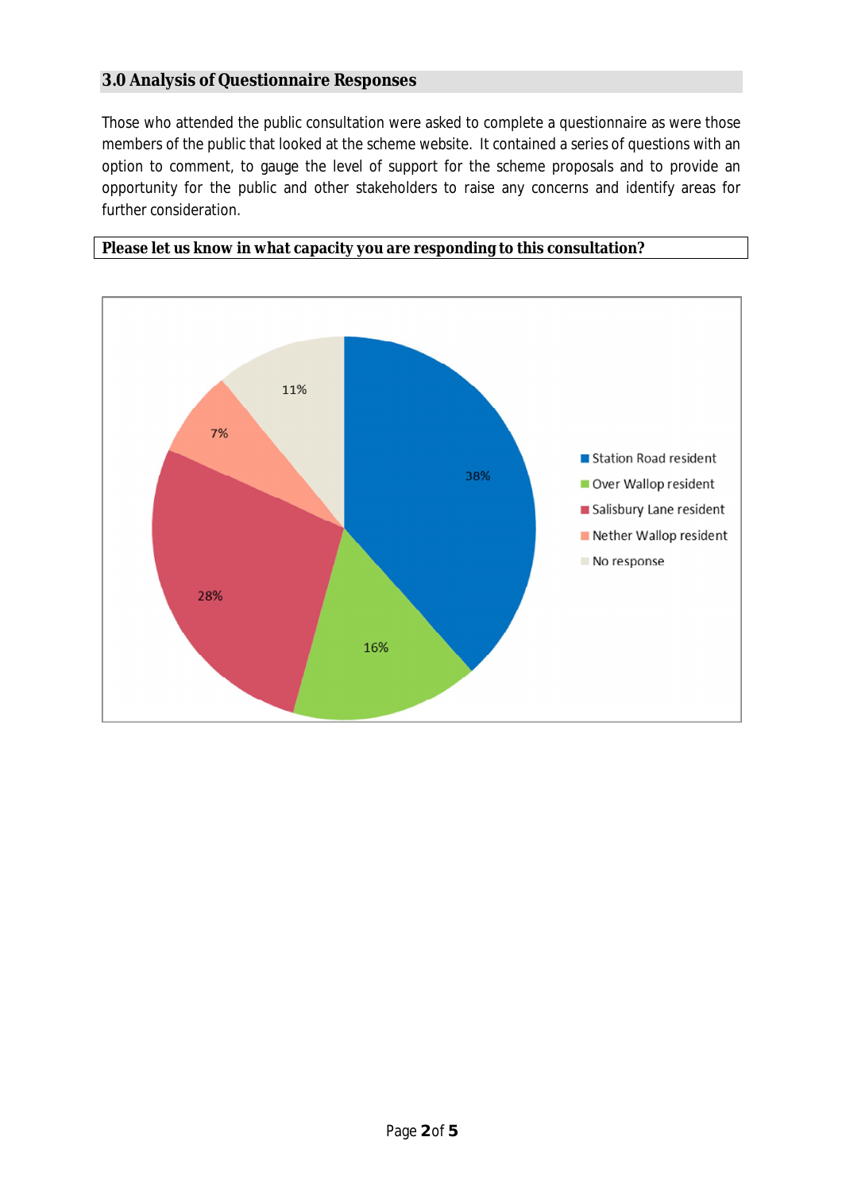## 3.0 Analysis of Questionnaire Responses

Those who attended the public consultation were asked to complete a questionnaire as were those members of the public that looked at the scheme website. It contained a series of questions with an option to comment, to gauge the level of support for the scheme proposals and to provide an opportunity for the public and other stakeholders to raise any concerns and identify areas for further consideration.

**Please let us know in what capacity you are responding to this consultation?**

| Capacity | Percentage |
|---|---|
| Station Road resident | 38% |
| Over Wallop resident | 16% |
| Salisbury Lane resident | 28% |
| Nether Wallop resident | 7% |
| No response | 11% |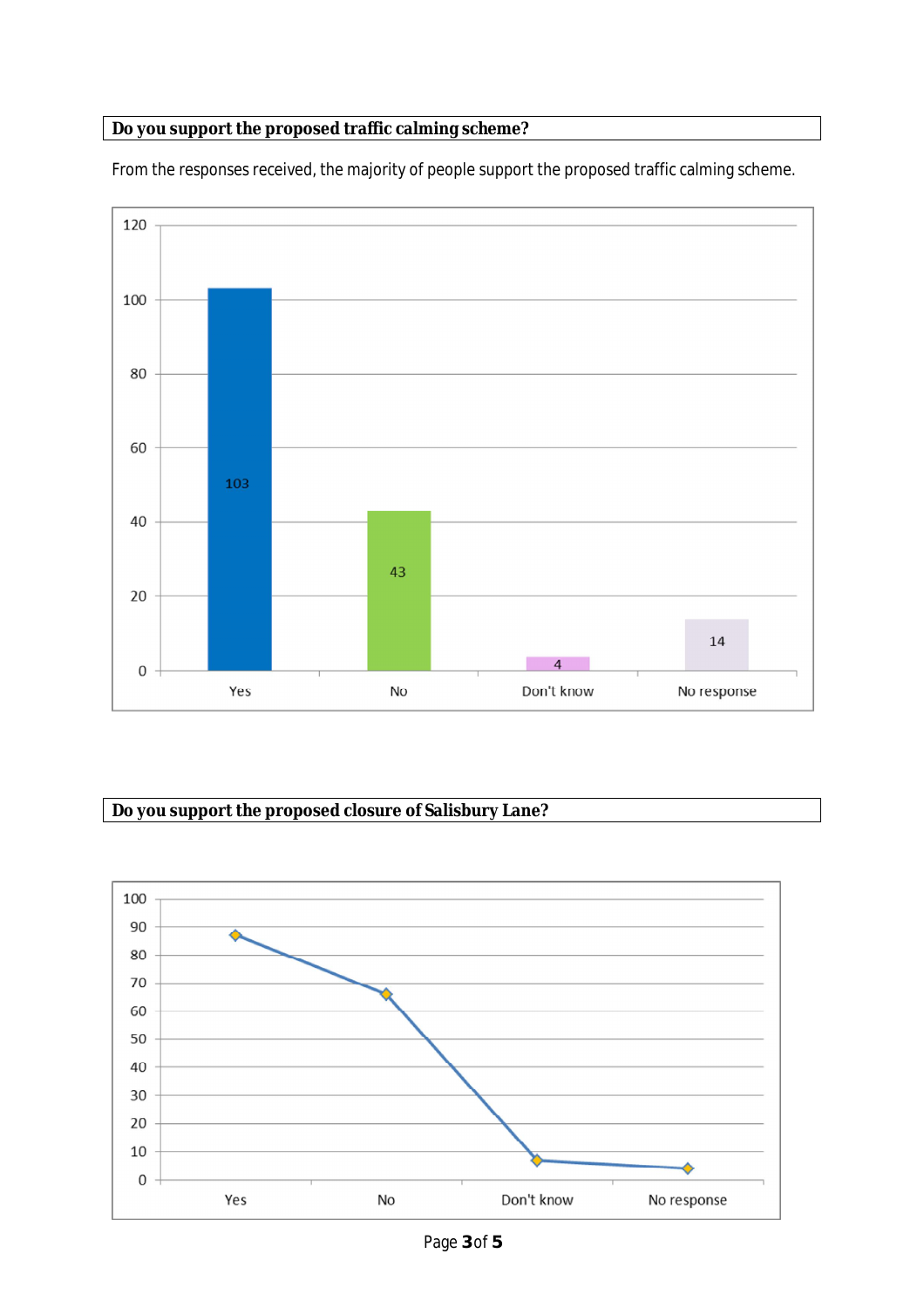**Do you support the proposed traffic calming scheme?**

From the responses received, the majority of people support the proposed traffic calming scheme.

| Response | Count |
|---|---|
| Yes | 103 |
| No | 43 |
| Don't know | 4 |
| No response | 14 |

**Do you support the proposed closure of Salisbury Lane?**

| Response | Approximate count |
|---|---|
| Yes | 87 |
| No | 66 |
| Don't know | 7 |
| No response | 4 |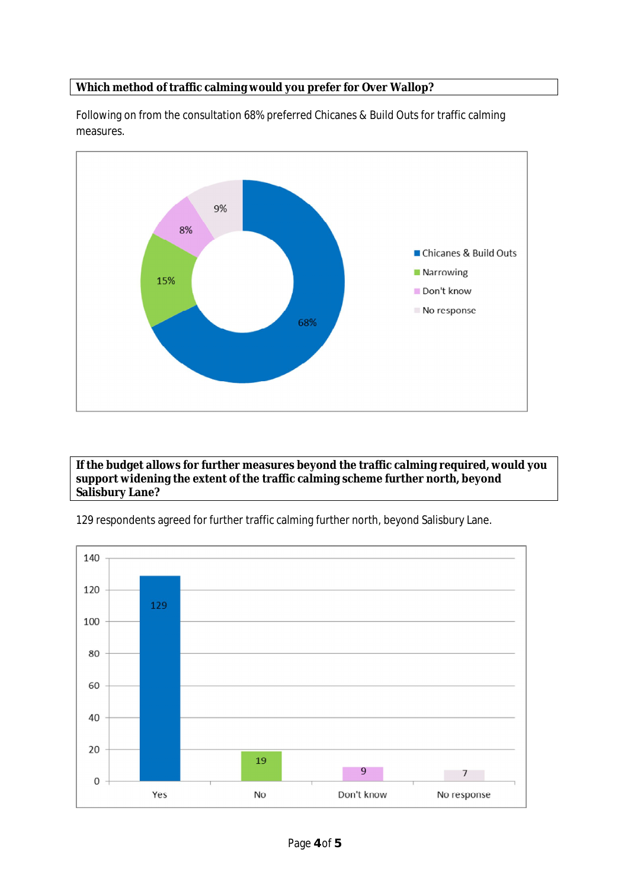**Which method of traffic calming would you prefer for Over Wallop?**

Following on from the consultation 68% preferred Chicanes & Build Outs for traffic calming measures.

| Response | Percentage |
|---|---|
| Chicanes & Build Outs | 68% |
| Narrowing | 15% |
| Don't know | 8% |
| No response | 9% |

**If the budget allows for further measures beyond the traffic calming required, would you support widening the extent of the traffic calming scheme further north, beyond Salisbury Lane?**

129 respondents agreed for further traffic calming further north, beyond Salisbury Lane.

| Response | Count |
|---|---|
| Yes | 129 |
| No | 19 |
| Don't know | 9 |
| No response | 7 |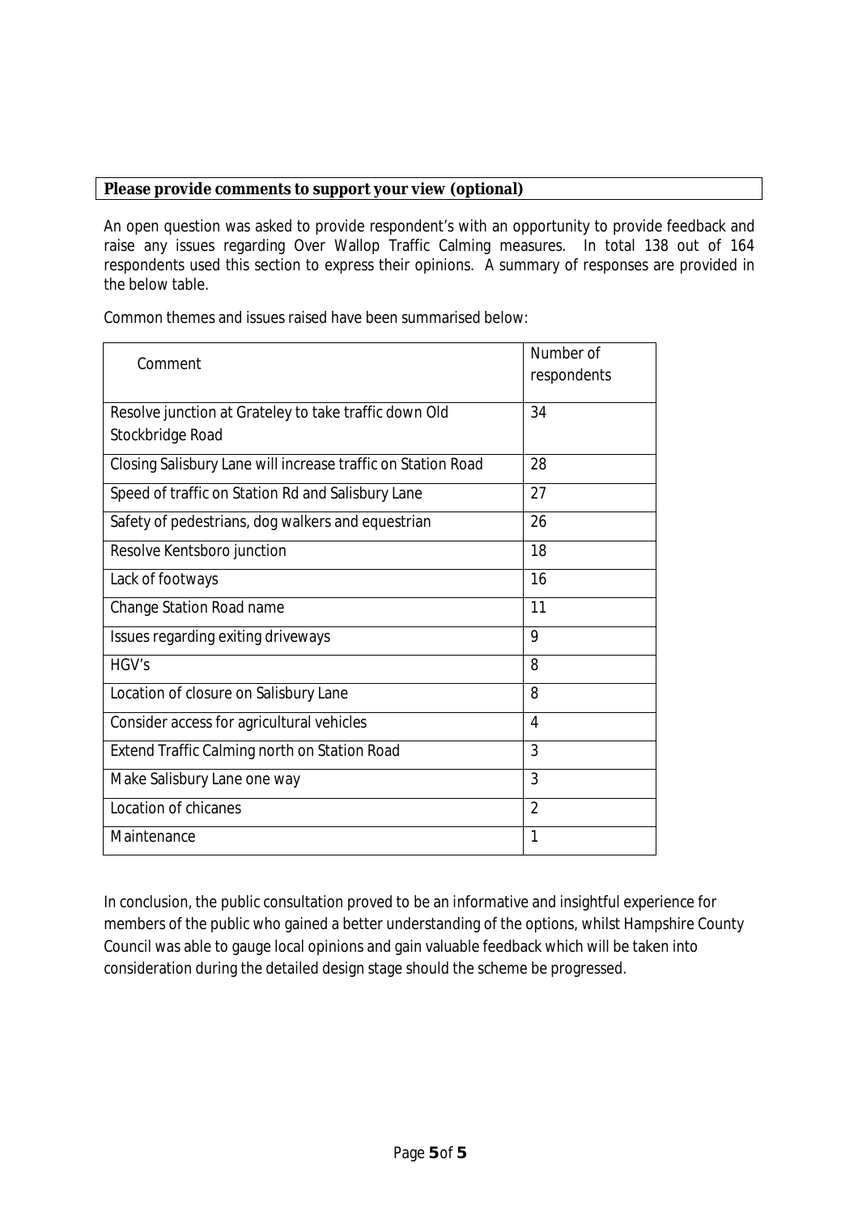**Please provide comments to support your view (optional)**

An open question was asked to provide respondent's with an opportunity to provide feedback and raise any issues regarding Over Wallop Traffic Calming measures. In total 138 out of 164 respondents used this section to express their opinions. A summary of responses are provided in the below table.

Common themes and issues raised have been summarised below:

| Comment | Number of respondents |
|---|---|
| Resolve junction at Grateley to take traffic down Old Stockbridge Road | 34 |
| Closing Salisbury Lane will increase traffic on Station Road | 28 |
| Speed of traffic on Station Rd and Salisbury Lane | 27 |
| Safety of pedestrians, dog walkers and equestrian | 26 |
| Resolve Kentsboro junction | 18 |
| Lack of footways | 16 |
| Change Station Road name | 11 |
| Issues regarding exiting driveways | 9 |
| HGV's | 8 |
| Location of closure on Salisbury Lane | 8 |
| Consider access for agricultural vehicles | 4 |
| Extend Traffic Calming north on Station Road | 3 |
| Make Salisbury Lane one way | 3 |
| Location of chicanes | 2 |
| Maintenance | 1 |

In conclusion, the public consultation proved to be an informative and insightful experience for members of the public who gained a better understanding of the options, whilst Hampshire County Council was able to gauge local opinions and gain valuable feedback which will be taken into consideration during the detailed design stage should the scheme be progressed.